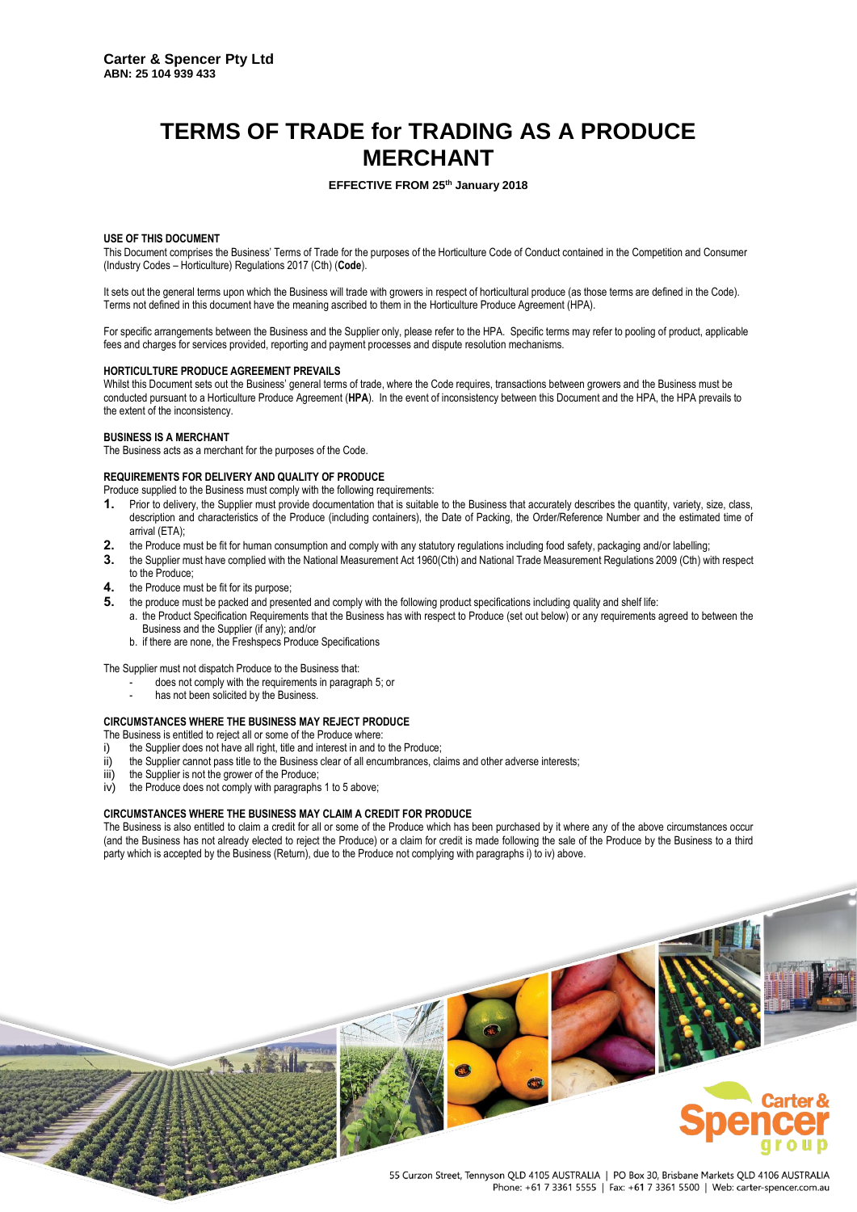**Carter & Spencer Pty Ltd**
**ABN: 25 104 939 433**

# TERMS OF TRADE for TRADING AS A PRODUCE MERCHANT

**EFFECTIVE FROM 25th January 2018**

### USE OF THIS DOCUMENT

This Document comprises the Business' Terms of Trade for the purposes of the Horticulture Code of Conduct contained in the Competition and Consumer (Industry Codes – Horticulture) Regulations 2017 (Cth) (**Code**).

It sets out the general terms upon which the Business will trade with growers in respect of horticultural produce (as those terms are defined in the Code). Terms not defined in this document have the meaning ascribed to them in the Horticulture Produce Agreement (HPA).

For specific arrangements between the Business and the Supplier only, please refer to the HPA. Specific terms may refer to pooling of product, applicable fees and charges for services provided, reporting and payment processes and dispute resolution mechanisms.

### HORTICULTURE PRODUCE AGREEMENT PREVAILS

Whilst this Document sets out the Business' general terms of trade, where the Code requires, transactions between growers and the Business must be conducted pursuant to a Horticulture Produce Agreement (**HPA**). In the event of inconsistency between this Document and the HPA, the HPA prevails to the extent of the inconsistency.

### BUSINESS IS A MERCHANT

The Business acts as a merchant for the purposes of the Code.

### REQUIREMENTS FOR DELIVERY AND QUALITY OF PRODUCE

Produce supplied to the Business must comply with the following requirements:

1. Prior to delivery, the Supplier must provide documentation that is suitable to the Business that accurately describes the quantity, variety, size, class, description and characteristics of the Produce (including containers), the Date of Packing, the Order/Reference Number and the estimated time of arrival (ETA);
2. the Produce must be fit for human consumption and comply with any statutory regulations including food safety, packaging and/or labelling;
3. the Supplier must have complied with the National Measurement Act 1960(Cth) and National Trade Measurement Regulations 2009 (Cth) with respect to the Produce;
4. the Produce must be fit for its purpose;
5. the produce must be packed and presented and comply with the following product specifications including quality and shelf life:
   a. the Product Specification Requirements that the Business has with respect to Produce (set out below) or any requirements agreed to between the Business and the Supplier (if any); and/or
   b. if there are none, the Freshspecs Produce Specifications

The Supplier must not dispatch Produce to the Business that:

- does not comply with the requirements in paragraph 5; or
- has not been solicited by the Business.

### CIRCUMSTANCES WHERE THE BUSINESS MAY REJECT PRODUCE

The Business is entitled to reject all or some of the Produce where:

i) the Supplier does not have all right, title and interest in and to the Produce;
ii) the Supplier cannot pass title to the Business clear of all encumbrances, claims and other adverse interests;
iii) the Supplier is not the grower of the Produce;
iv) the Produce does not comply with paragraphs 1 to 5 above;

### CIRCUMSTANCES WHERE THE BUSINESS MAY CLAIM A CREDIT FOR PRODUCE

The Business is also entitled to claim a credit for all or some of the Produce which has been purchased by it where any of the above circumstances occur (and the Business has not already elected to reject the Produce) or a claim for credit is made following the sale of the Produce by the Business to a third party which is accepted by the Business (Return), due to the Produce not complying with paragraphs i) to iv) above.

55 Curzon Street, Tennyson QLD 4105 AUSTRALIA | PO Box 30, Brisbane Markets QLD 4106 AUSTRALIA
Phone: +61 7 3361 5555 | Fax: +61 7 3361 5500 | Web: carter-spencer.com.au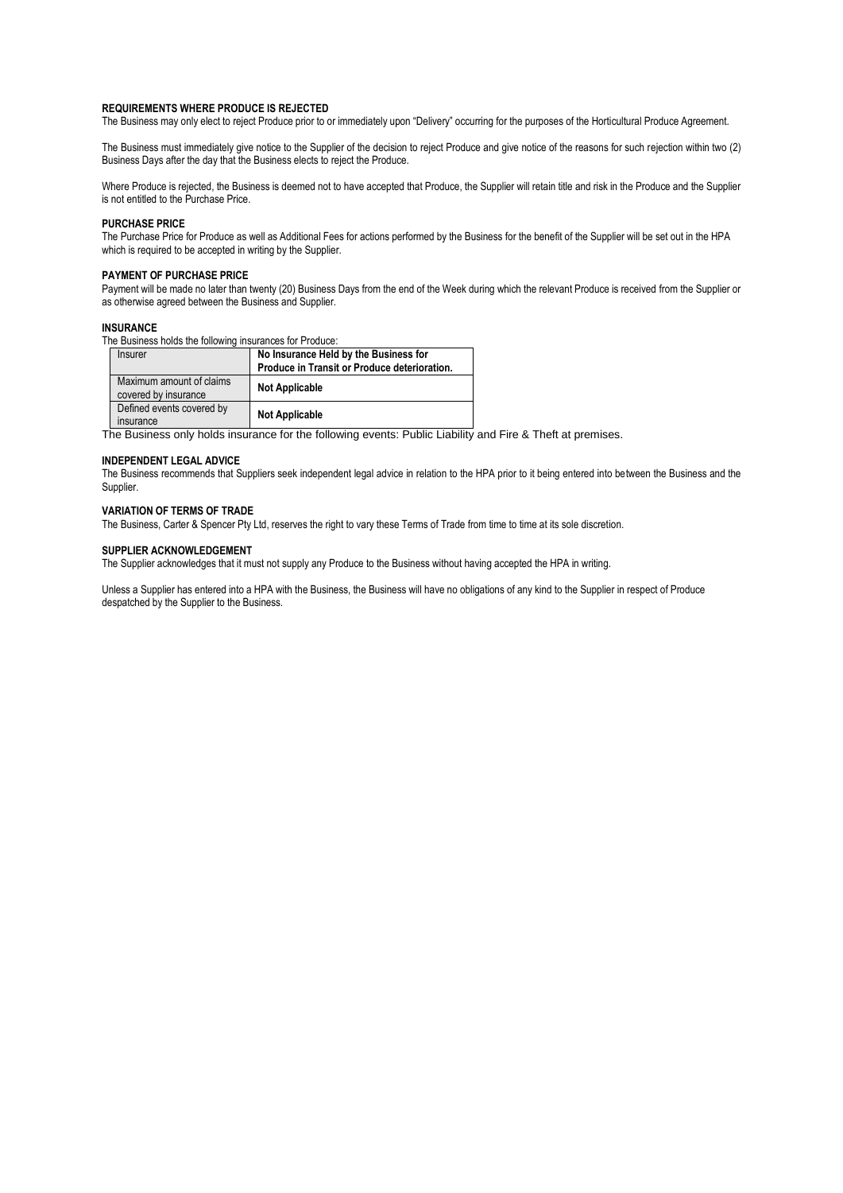**REQUIREMENTS WHERE PRODUCE IS REJECTED**

The Business may only elect to reject Produce prior to or immediately upon "Delivery" occurring for the purposes of the Horticultural Produce Agreement.

The Business must immediately give notice to the Supplier of the decision to reject Produce and give notice of the reasons for such rejection within two (2) Business Days after the day that the Business elects to reject the Produce.

Where Produce is rejected, the Business is deemed not to have accepted that Produce, the Supplier will retain title and risk in the Produce and the Supplier is not entitled to the Purchase Price.

**PURCHASE PRICE**

The Purchase Price for Produce as well as Additional Fees for actions performed by the Business for the benefit of the Supplier will be set out in the HPA which is required to be accepted in writing by the Supplier.

**PAYMENT OF PURCHASE PRICE**

Payment will be made no later than twenty (20) Business Days from the end of the Week during which the relevant Produce is received from the Supplier or as otherwise agreed between the Business and Supplier.

**INSURANCE**

The Business holds the following insurances for Produce:

| | |
|---|---|
| Insurer | **No Insurance Held by the Business for Produce in Transit or Produce deterioration.** |
| Maximum amount of claims covered by insurance | **Not Applicable** |
| Defined events covered by insurance | **Not Applicable** |

The Business only holds insurance for the following events: Public Liability and Fire & Theft at premises.

**INDEPENDENT LEGAL ADVICE**

The Business recommends that Suppliers seek independent legal advice in relation to the HPA prior to it being entered into between the Business and the Supplier.

**VARIATION OF TERMS OF TRADE**

The Business, Carter & Spencer Pty Ltd, reserves the right to vary these Terms of Trade from time to time at its sole discretion.

**SUPPLIER ACKNOWLEDGEMENT**

The Supplier acknowledges that it must not supply any Produce to the Business without having accepted the HPA in writing.

Unless a Supplier has entered into a HPA with the Business, the Business will have no obligations of any kind to the Supplier in respect of Produce despatched by the Supplier to the Business.